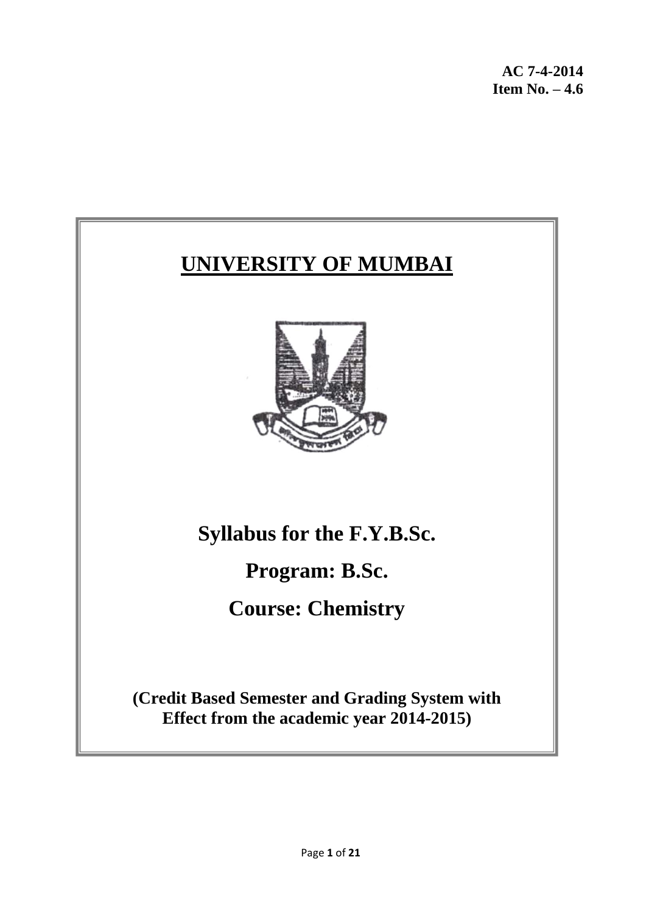**AC 7-4-2014**
**Item No. – 4.6**

# UNIVERSITY OF MUMBAI

## Syllabus for the F.Y.B.Sc.

## Program: B.Sc.

## Course: Chemistry

**(Credit Based Semester and Grading System with Effect from the academic year 2014-2015)**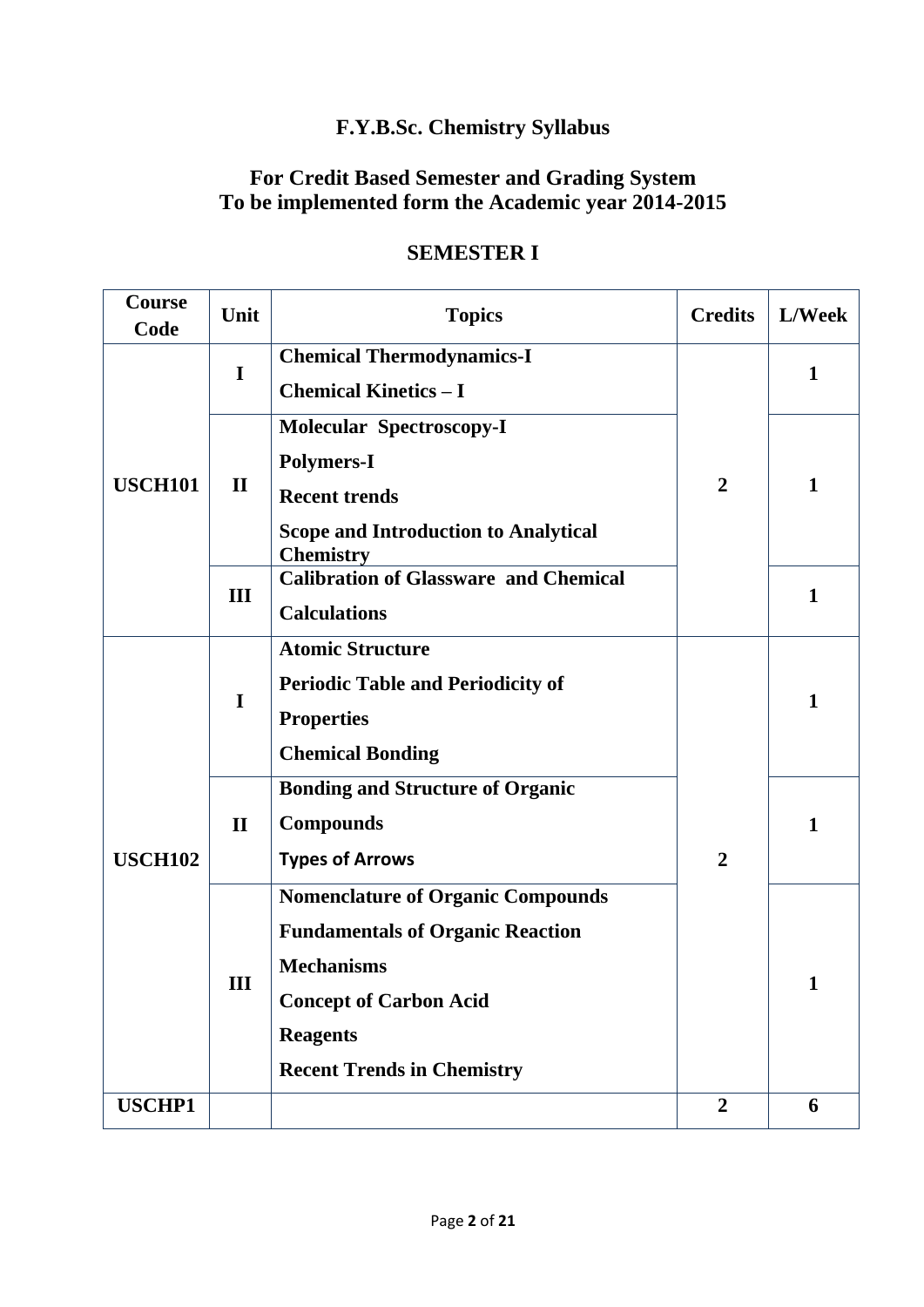# F.Y.B.Sc. Chemistry Syllabus

## For Credit Based Semester and Grading System
## To be implemented form the Academic year 2014-2015

## SEMESTER I

| Course Code | Unit | Topics | Credits | L/Week |
|---|---|---|---|---|
| USCH101 | I | **Chemical Thermodynamics-I**<br>**Chemical Kinetics – I** | 2 | 1 |
| | II | **Molecular Spectroscopy-I**<br>**Polymers-I**<br>**Recent trends**<br>**Scope and Introduction to Analytical Chemistry** | | 1 |
| | III | **Calibration of Glassware and Chemical Calculations** | | 1 |
| USCH102 | I | **Atomic Structure**<br>**Periodic Table and Periodicity of Properties**<br>**Chemical Bonding** | 2 | 1 |
| | II | **Bonding and Structure of Organic Compounds**<br>**Types of Arrows** | | 1 |
| | III | **Nomenclature of Organic Compounds**<br>**Fundamentals of Organic Reaction Mechanisms**<br>**Concept of Carbon Acid**<br>**Reagents**<br>**Recent Trends in Chemistry** | | 1 |
| USCHP1 | | | 2 | 6 |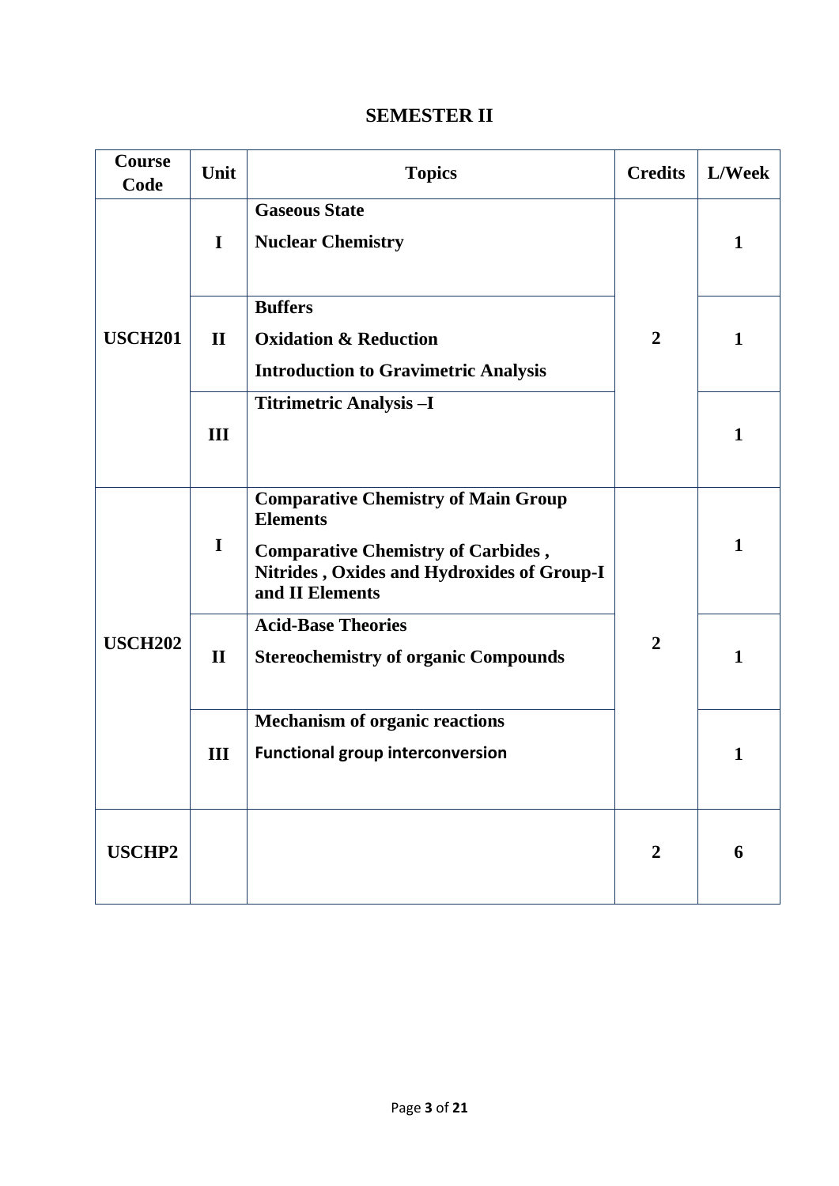# SEMESTER II

| Course Code | Unit | Topics | Credits | L/Week |
|---|---|---|---|---|
| **USCH201** | **I** | **Gaseous State**<br>**Nuclear Chemistry** | **2** | **1** |
| | **II** | **Buffers**<br>**Oxidation & Reduction**<br>**Introduction to Gravimetric Analysis** | | **1** |
| | **III** | **Titrimetric Analysis –I** | | **1** |
| **USCH202** | **I** | **Comparative Chemistry of Main Group Elements**<br>**Comparative Chemistry of Carbides , Nitrides , Oxides and Hydroxides of Group-I and II Elements** | **2** | **1** |
| | **II** | **Acid-Base Theories**<br>**Stereochemistry of organic Compounds** | | **1** |
| | **III** | **Mechanism of organic reactions**<br>**Functional group interconversion** | | **1** |
| **USCHP2** | | | **2** | **6** |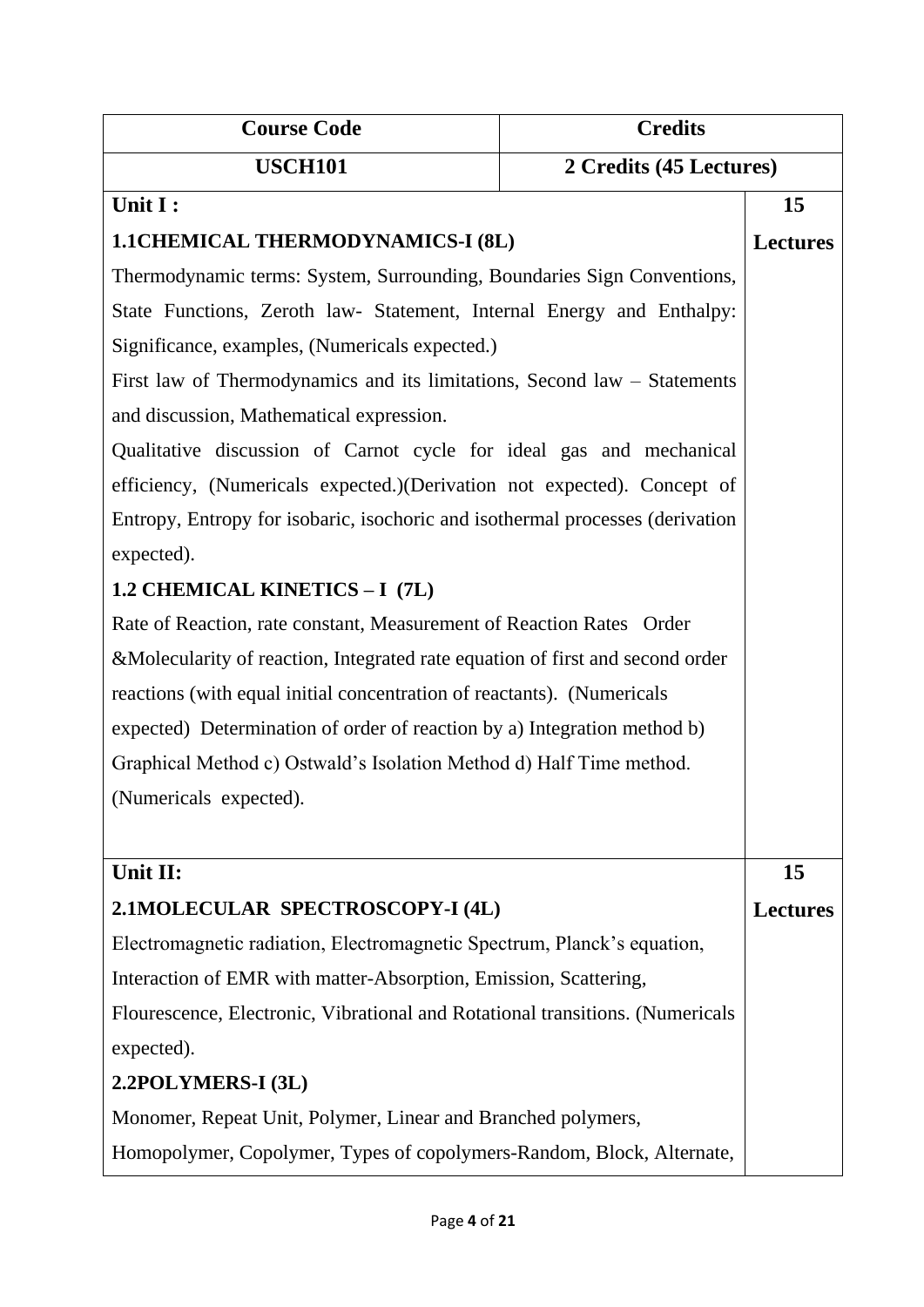| Course Code | Credits | |
|---|---|---|
| **USCH101** | **2 Credits (45 Lectures)** | |
| **Unit I :**<br>**1.1CHEMICAL THERMODYNAMICS-I (8L)**<br>Thermodynamic terms: System, Surrounding, Boundaries Sign Conventions, State Functions, Zeroth law- Statement, Internal Energy and Enthalpy: Significance, examples, (Numericals expected.)<br>First law of Thermodynamics and its limitations, Second law – Statements and discussion, Mathematical expression.<br>Qualitative discussion of Carnot cycle for ideal gas and mechanical efficiency, (Numericals expected.)(Derivation not expected). Concept of Entropy, Entropy for isobaric, isochoric and isothermal processes (derivation expected).<br>**1.2 CHEMICAL KINETICS – I (7L)**<br>Rate of Reaction, rate constant, Measurement of Reaction Rates Order &Molecularity of reaction, Integrated rate equation of first and second order reactions (with equal initial concentration of reactants). (Numericals expected) Determination of order of reaction by a) Integration method b) Graphical Method c) Ostwald's Isolation Method d) Half Time method. (Numericals expected). | | **15 Lectures** |
| **Unit II:**<br>**2.1MOLECULAR SPECTROSCOPY-I (4L)**<br>Electromagnetic radiation, Electromagnetic Spectrum, Planck's equation, Interaction of EMR with matter-Absorption, Emission, Scattering, Flourescence, Electronic, Vibrational and Rotational transitions. (Numericals expected).<br>**2.2POLYMERS-I (3L)**<br>Monomer, Repeat Unit, Polymer, Linear and Branched polymers, Homopolymer, Copolymer, Types of copolymers-Random, Block, Alternate, | | **15 Lectures** |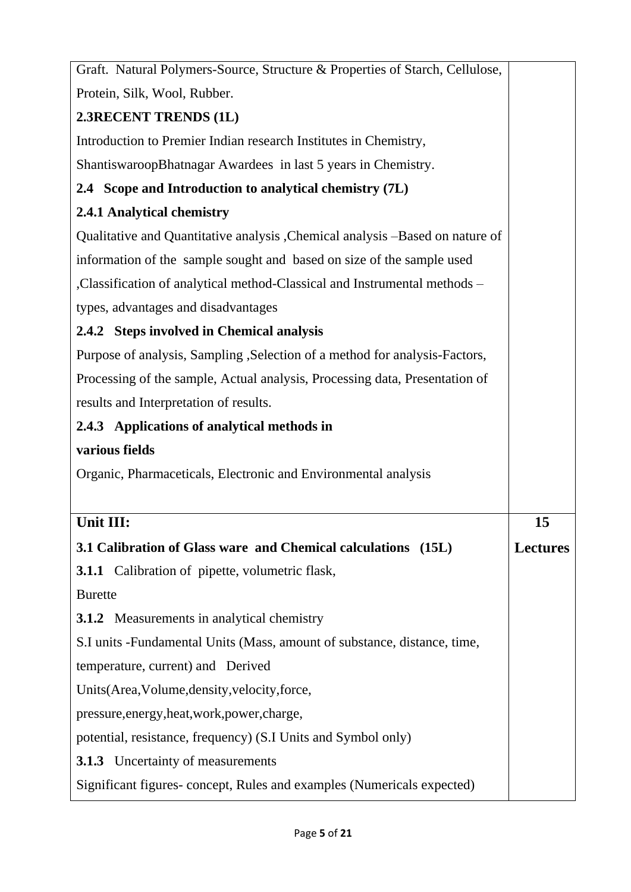| | |
|---|---|
| Graft. Natural Polymers-Source, Structure & Properties of Starch, Cellulose, Protein, Silk, Wool, Rubber.<br>**2.3RECENT TRENDS (1L)**<br>Introduction to Premier Indian research Institutes in Chemistry, ShantiswaroopBhatnagar Awardees in last 5 years in Chemistry.<br>**2.4 Scope and Introduction to analytical chemistry (7L)**<br>**2.4.1 Analytical chemistry**<br>Qualitative and Quantitative analysis ,Chemical analysis –Based on nature of information of the sample sought and based on size of the sample used ,Classification of analytical method-Classical and Instrumental methods – types, advantages and disadvantages<br>**2.4.2 Steps involved in Chemical analysis**<br>Purpose of analysis, Sampling ,Selection of a method for analysis-Factors, Processing of the sample, Actual analysis, Processing data, Presentation of results and Interpretation of results.<br>**2.4.3 Applications of analytical methods in various fields**<br>Organic, Pharmaceticals, Electronic and Environmental analysis | |
| **Unit III:**<br>**3.1 Calibration of Glass ware and Chemical calculations (15L)**<br>**3.1.1** Calibration of pipette, volumetric flask, Burette<br>**3.1.2** Measurements in analytical chemistry<br>S.I units -Fundamental Units (Mass, amount of substance, distance, time, temperature, current) and Derived Units(Area,Volume,density,velocity,force, pressure,energy,heat,work,power,charge, potential, resistance, frequency) (S.I Units and Symbol only)<br>**3.1.3** Uncertainty of measurements<br>Significant figures- concept, Rules and examples (Numericals expected) | **15 Lectures** |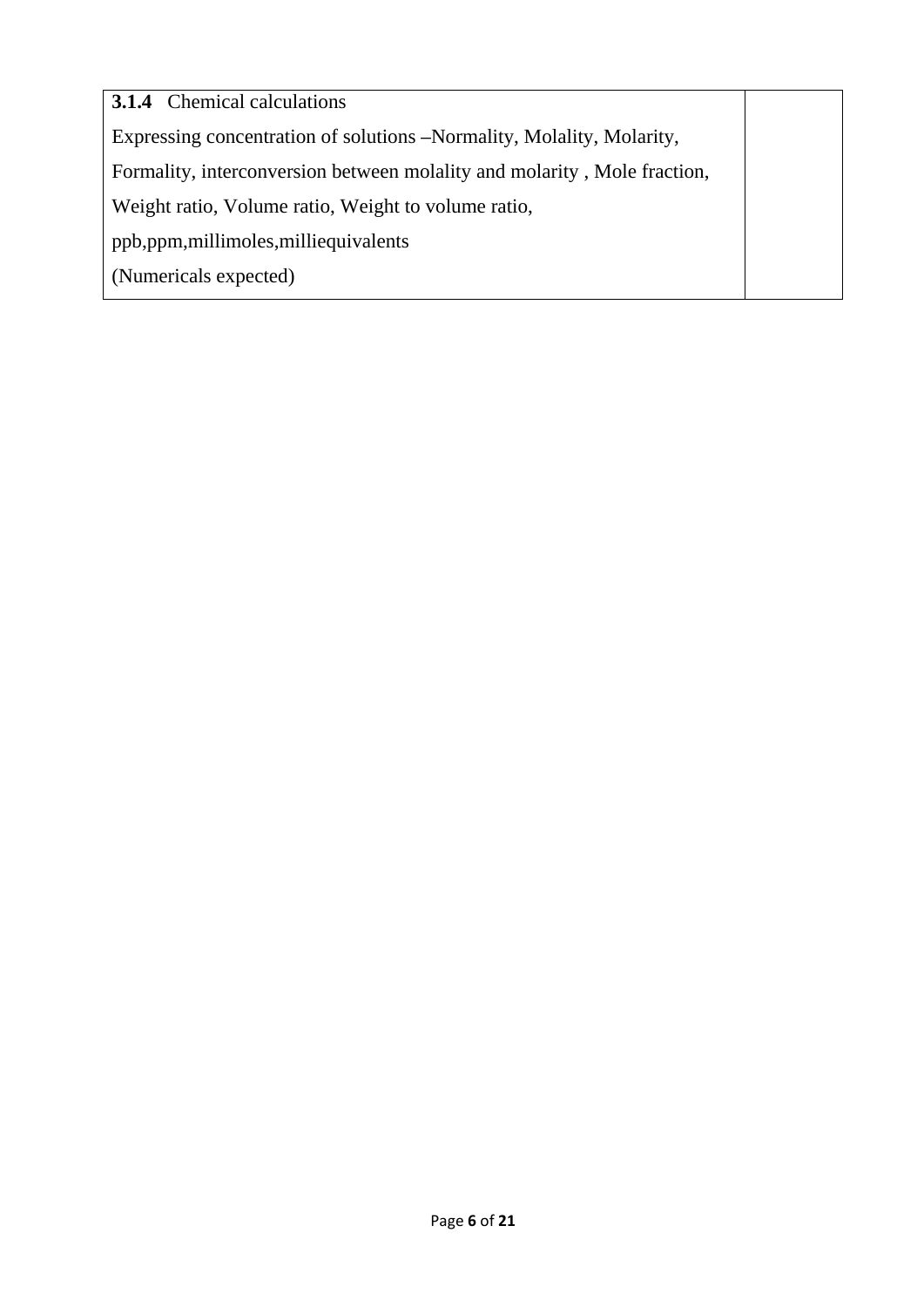| **3.1.4** Chemical calculations<br>Expressing concentration of solutions –Normality, Molality, Molarity, Formality, interconversion between molality and molarity , Mole fraction, Weight ratio, Volume ratio, Weight to volume ratio, ppb,ppm,millimoles,milliequivalents<br>(Numericals expected) | |
|---|---|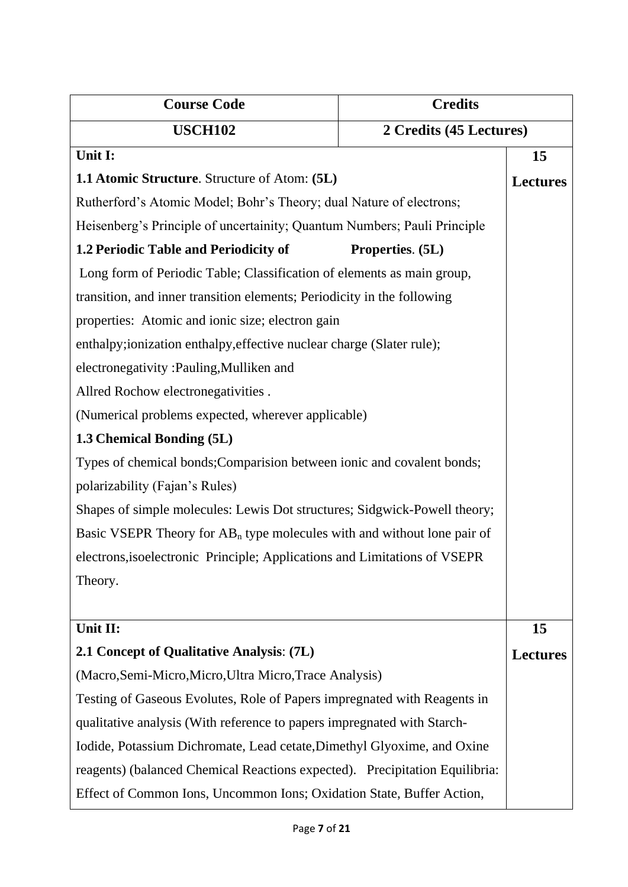| Course Code | Credits | |
|---|---|---|
| **USCH102** | **2 Credits (45 Lectures)** | |
| **Unit I:**<br>**1.1 Atomic Structure**. Structure of Atom: **(5L)**<br>Rutherford's Atomic Model; Bohr's Theory; dual Nature of electrons; Heisenberg's Principle of uncertainity; Quantum Numbers; Pauli Principle<br>**1.2 Periodic Table and Periodicity of Properties. (5L)**<br>Long form of Periodic Table; Classification of elements as main group, transition, and inner transition elements; Periodicity in the following properties: Atomic and ionic size; electron gain enthalpy;ionization enthalpy,effective nuclear charge (Slater rule); electronegativity :Pauling,Mulliken and Allred Rochow electronegativities .<br>(Numerical problems expected, wherever applicable)<br>**1.3 Chemical Bonding (5L)**<br>Types of chemical bonds;Comparision between ionic and covalent bonds; polarizability (Fajan's Rules)<br>Shapes of simple molecules: Lewis Dot structures; Sidgwick-Powell theory; Basic VSEPR Theory for $AB_n$ type molecules with and without lone pair of electrons,isoelectronic Principle; Applications and Limitations of VSEPR Theory. | | **15 Lectures** |
| **Unit II:**<br>**2.1 Concept of Qualitative Analysis**: **(7L)**<br>(Macro,Semi-Micro,Micro,Ultra Micro,Trace Analysis)<br>Testing of Gaseous Evolutes, Role of Papers impregnated with Reagents in qualitative analysis (With reference to papers impregnated with Starch-Iodide, Potassium Dichromate, Lead cetate,Dimethyl Glyoxime, and Oxine reagents) (balanced Chemical Reactions expected). Precipitation Equilibria: Effect of Common Ions, Uncommon Ions; Oxidation State, Buffer Action, | | **15 Lectures** |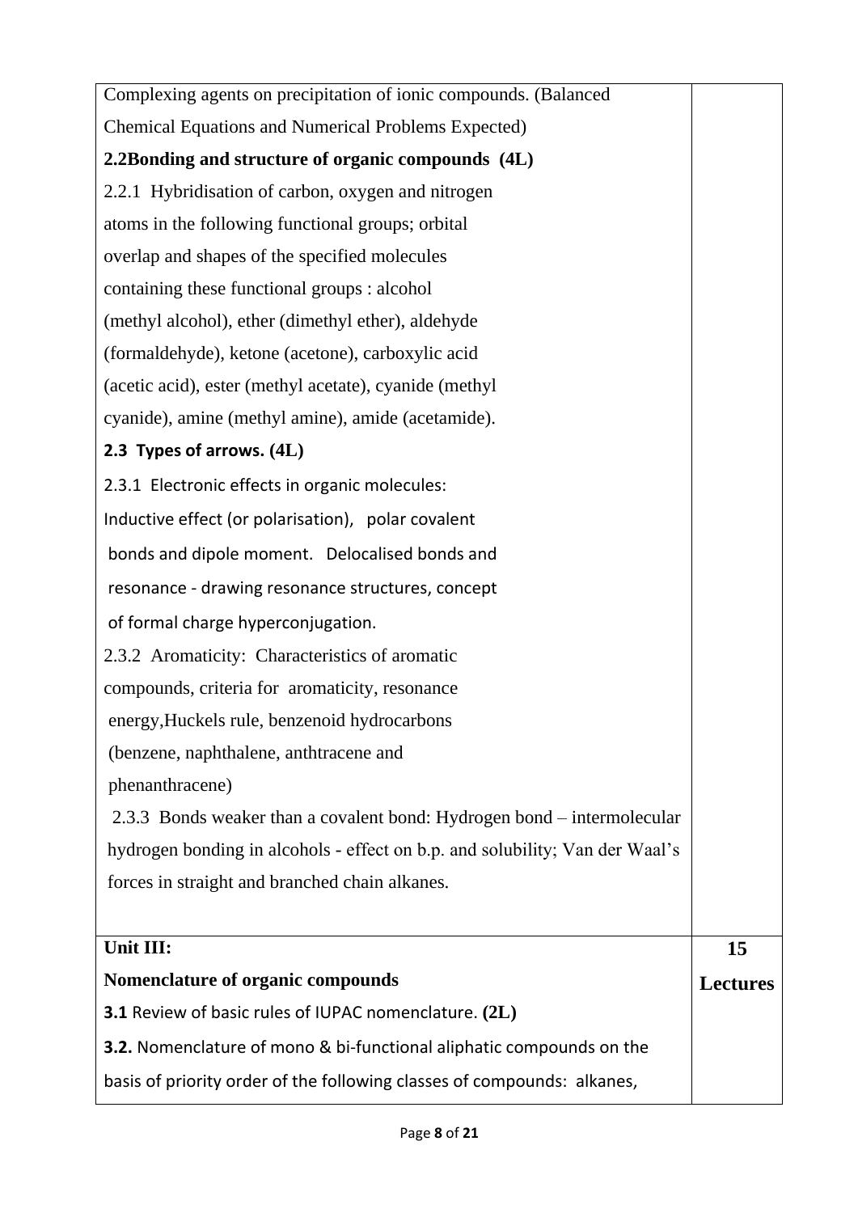| | |
|---|---|
| Complexing agents on precipitation of ionic compounds. (Balanced Chemical Equations and Numerical Problems Expected)<br>**2.2Bonding and structure of organic compounds (4L)**<br>2.2.1 Hybridisation of carbon, oxygen and nitrogen atoms in the following functional groups; orbital overlap and shapes of the specified molecules containing these functional groups : alcohol (methyl alcohol), ether (dimethyl ether), aldehyde (formaldehyde), ketone (acetone), carboxylic acid (acetic acid), ester (methyl acetate), cyanide (methyl cyanide), amine (methyl amine), amide (acetamide).<br>**2.3 Types of arrows. (4L)**<br>2.3.1 Electronic effects in organic molecules: Inductive effect (or polarisation), polar covalent bonds and dipole moment. Delocalised bonds and resonance - drawing resonance structures, concept of formal charge hyperconjugation.<br>2.3.2 Aromaticity: Characteristics of aromatic compounds, criteria for aromaticity, resonance energy,Huckels rule, benzenoid hydrocarbons (benzene, naphthalene, anthtracene and phenanthracene)<br>2.3.3 Bonds weaker than a covalent bond: Hydrogen bond – intermolecular hydrogen bonding in alcohols - effect on b.p. and solubility; Van der Waal's forces in straight and branched chain alkanes. | |
| **Unit III:**<br>**Nomenclature of organic compounds**<br>**3.1** Review of basic rules of IUPAC nomenclature. **(2L)**<br>**3.2.** Nomenclature of mono & bi-functional aliphatic compounds on the basis of priority order of the following classes of compounds: alkanes, | **15 Lectures** |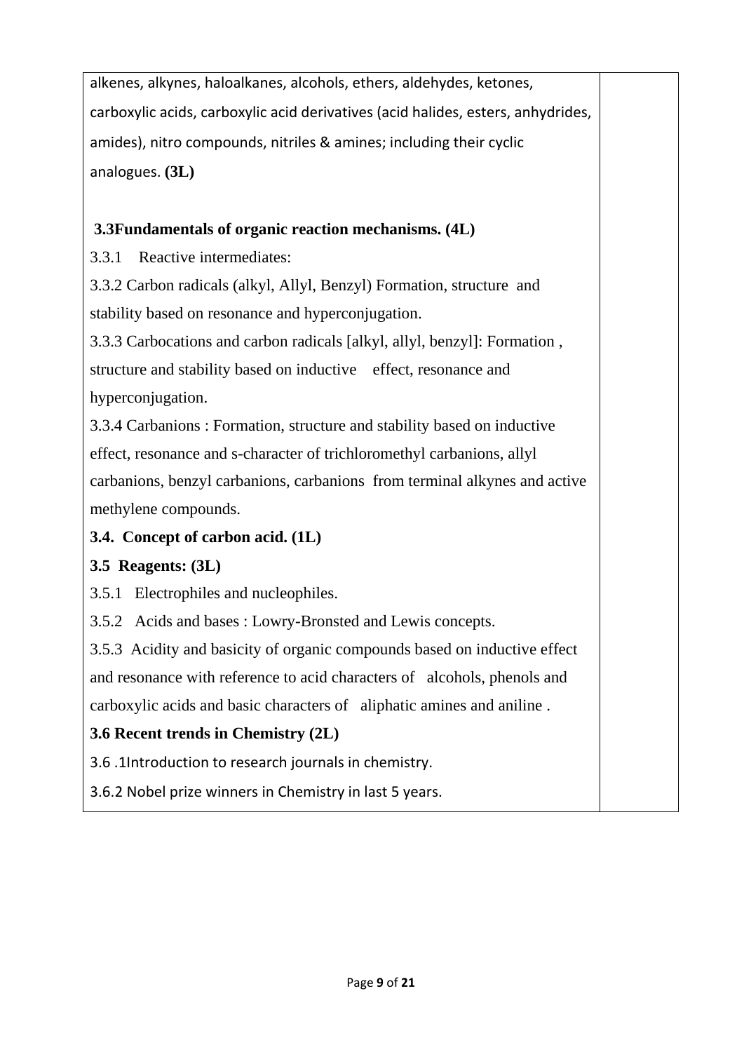alkenes, alkynes, haloalkanes, alcohols, ethers, aldehydes, ketones, carboxylic acids, carboxylic acid derivatives (acid halides, esters, anhydrides, amides), nitro compounds, nitriles & amines; including their cyclic analogues. **(3L)**

**3.3Fundamentals of organic reaction mechanisms. (4L)**

3.3.1 Reactive intermediates:

3.3.2 Carbon radicals (alkyl, Allyl, Benzyl) Formation, structure and stability based on resonance and hyperconjugation.

3.3.3 Carbocations and carbon radicals [alkyl, allyl, benzyl]: Formation , structure and stability based on inductive effect, resonance and hyperconjugation.

3.3.4 Carbanions : Formation, structure and stability based on inductive effect, resonance and s-character of trichloromethyl carbanions, allyl carbanions, benzyl carbanions, carbanions from terminal alkynes and active methylene compounds.

**3.4. Concept of carbon acid. (1L)**

**3.5 Reagents: (3L)**

3.5.1 Electrophiles and nucleophiles.

3.5.2 Acids and bases : Lowry-Bronsted and Lewis concepts.

3.5.3 Acidity and basicity of organic compounds based on inductive effect and resonance with reference to acid characters of alcohols, phenols and carboxylic acids and basic characters of aliphatic amines and aniline .

**3.6 Recent trends in Chemistry (2L)**

3.6 .1Introduction to research journals in chemistry.

3.6.2 Nobel prize winners in Chemistry in last 5 years.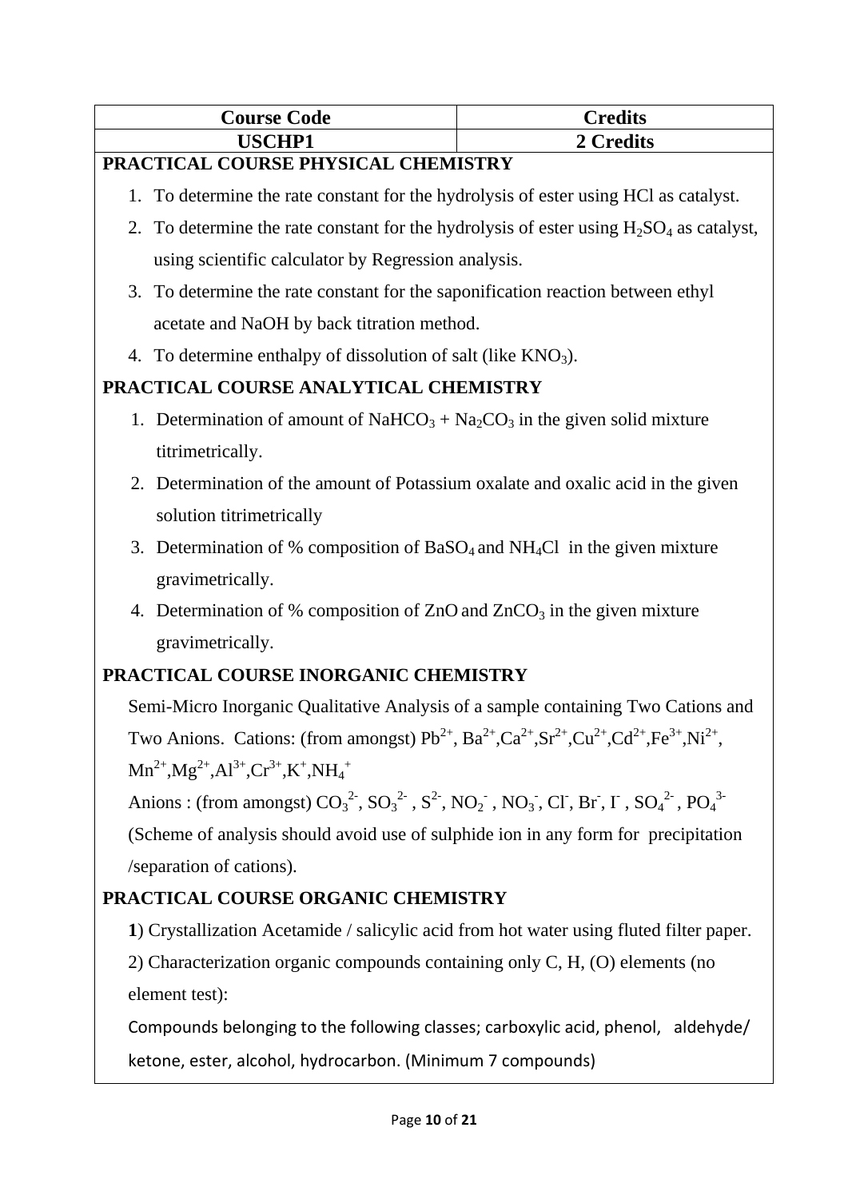| Course Code | Credits |
| --- | --- |
| **USCHP1** | **2 Credits** |

**PRACTICAL COURSE PHYSICAL CHEMISTRY**

1. To determine the rate constant for the hydrolysis of ester using HCl as catalyst.
2. To determine the rate constant for the hydrolysis of ester using $H_2SO_4$ as catalyst, using scientific calculator by Regression analysis.
3. To determine the rate constant for the saponification reaction between ethyl acetate and NaOH by back titration method.
4. To determine enthalpy of dissolution of salt (like $KNO_3$).

**PRACTICAL COURSE ANALYTICAL CHEMISTRY**

1. Determination of amount of $NaHCO_3$ + $Na_2CO_3$ in the given solid mixture titrimetrically.
2. Determination of the amount of Potassium oxalate and oxalic acid in the given solution titrimetrically
3. Determination of % composition of $BaSO_4$ and $NH_4Cl$ in the given mixture gravimetrically.
4. Determination of % composition of ZnO and $ZnCO_3$ in the given mixture gravimetrically.

**PRACTICAL COURSE INORGANIC CHEMISTRY**

Semi-Micro Inorganic Qualitative Analysis of a sample containing Two Cations and Two Anions. Cations: (from amongst) $Pb^{2+}$, $Ba^{2+}$,$Ca^{2+}$,$Sr^{2+}$,$Cu^{2+}$,$Cd^{2+}$,$Fe^{3+}$,$Ni^{2+}$, $Mn^{2+}$,$Mg^{2+}$,$Al^{3+}$,$Cr^{3+}$,$K^{+}$,$NH_4^{+}$

Anions : (from amongst) $CO_3^{2-}$, $SO_3^{2-}$ , $S^{2-}$, $NO_2^{-}$ , $NO_3^{-}$, $Cl^{-}$, $Br^{-}$, $I^{-}$ , $SO_4^{2-}$ , $PO_4^{3-}$

(Scheme of analysis should avoid use of sulphide ion in any form for precipitation /separation of cations).

**PRACTICAL COURSE ORGANIC CHEMISTRY**

**1**) Crystallization Acetamide / salicylic acid from hot water using fluted filter paper.

2) Characterization organic compounds containing only C, H, (O) elements (no element test):

Compounds belonging to the following classes; carboxylic acid, phenol, aldehyde/ ketone, ester, alcohol, hydrocarbon. (Minimum 7 compounds)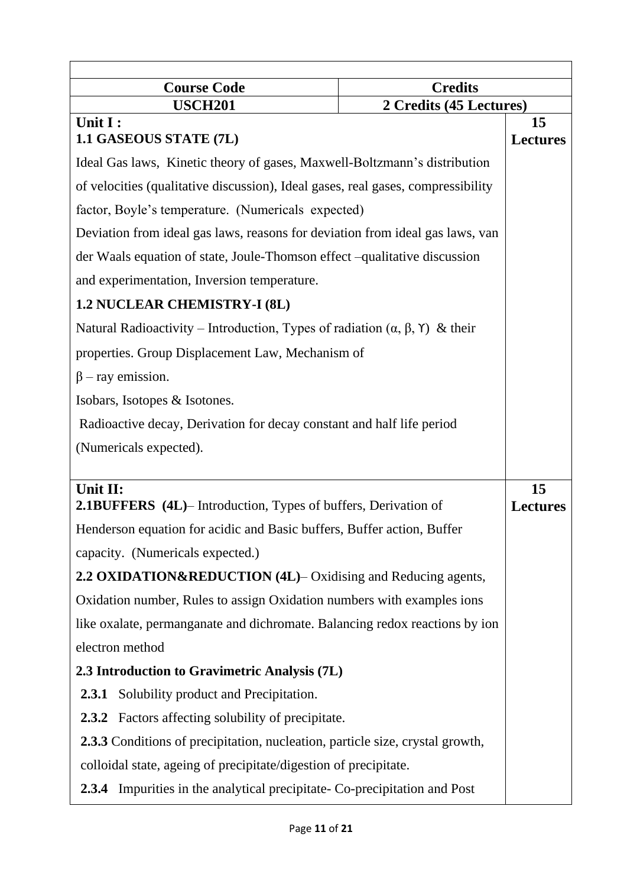| Course Code | Credits | |
|---|---|---|
| **USCH201** | **2 Credits (45 Lectures)** | |
| **Unit I :**<br>**1.1 GASEOUS STATE (7L)**<br>Ideal Gas laws, Kinetic theory of gases, Maxwell-Boltzmann's distribution of velocities (qualitative discussion), Ideal gases, real gases, compressibility factor, Boyle's temperature. (Numericals expected)<br>Deviation from ideal gas laws, reasons for deviation from ideal gas laws, van der Waals equation of state, Joule-Thomson effect –qualitative discussion and experimentation, Inversion temperature.<br>**1.2 NUCLEAR CHEMISTRY-I (8L)**<br>Natural Radioactivity – Introduction, Types of radiation ($\alpha$, $\beta$, ϒ) & their properties. Group Displacement Law, Mechanism of<br>$\beta$ – ray emission.<br>Isobars, Isotopes & Isotones.<br>Radioactive decay, Derivation for decay constant and half life period (Numericals expected). | | **15 Lectures** |
| **Unit II:**<br>**2.1BUFFERS (4L)**– Introduction, Types of buffers, Derivation of Henderson equation for acidic and Basic buffers, Buffer action, Buffer capacity. (Numericals expected.)<br>**2.2 OXIDATION&REDUCTION (4L)**– Oxidising and Reducing agents, Oxidation number, Rules to assign Oxidation numbers with examples ions like oxalate, permanganate and dichromate. Balancing redox reactions by ion electron method<br>**2.3 Introduction to Gravimetric Analysis (7L)**<br>**2.3.1** Solubility product and Precipitation.<br>**2.3.2** Factors affecting solubility of precipitate.<br>**2.3.3** Conditions of precipitation, nucleation, particle size, crystal growth, colloidal state, ageing of precipitate/digestion of precipitate.<br>**2.3.4** Impurities in the analytical precipitate- Co-precipitation and Post | | **15 Lectures** |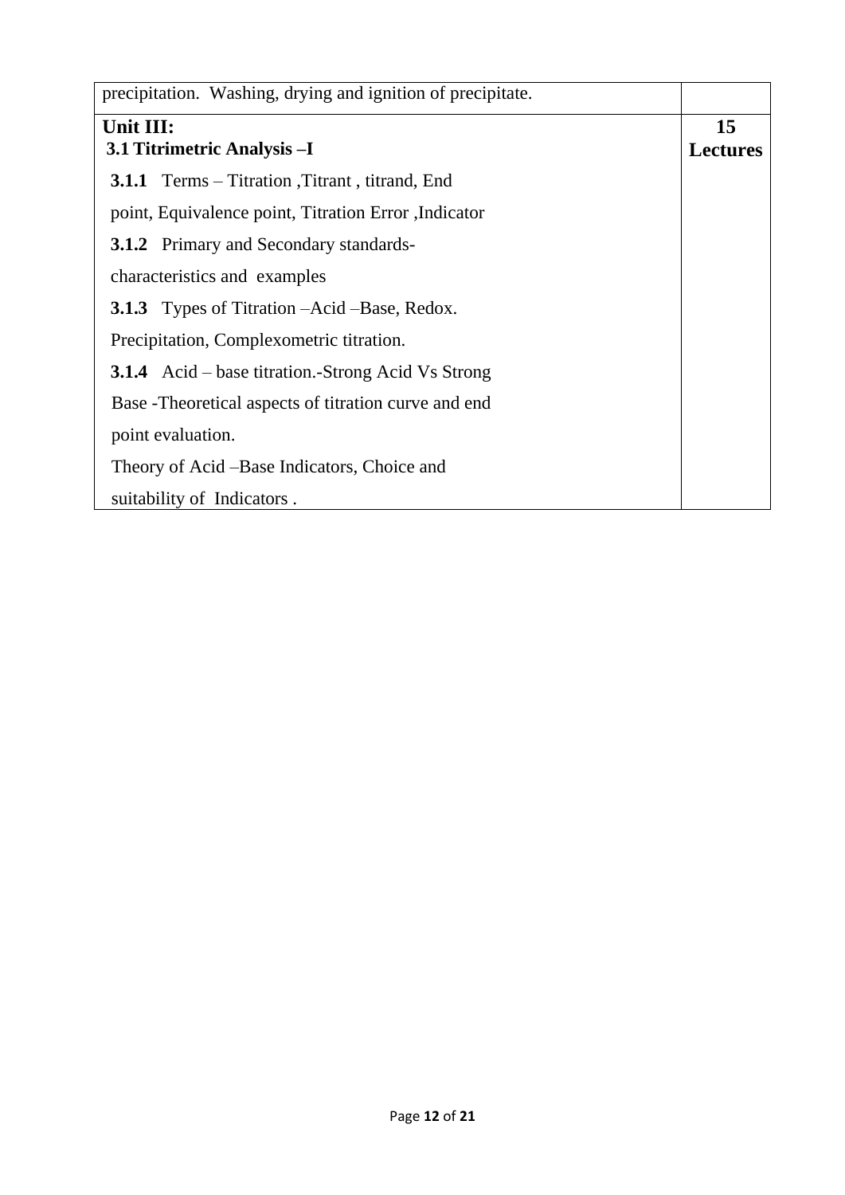| | |
|---|---|
| precipitation. Washing, drying and ignition of precipitate. | |
| **Unit III:**<br>**3.1 Titrimetric Analysis –I**<br>**3.1.1** Terms – Titration ,Titrant , titrand, End point, Equivalence point, Titration Error ,Indicator<br>**3.1.2** Primary and Secondary standards- characteristics and examples<br>**3.1.3** Types of Titration –Acid –Base, Redox. Precipitation, Complexometric titration.<br>**3.1.4** Acid – base titration.-Strong Acid Vs Strong Base -Theoretical aspects of titration curve and end point evaluation.<br>Theory of Acid –Base Indicators, Choice and suitability of Indicators . | **15 Lectures** |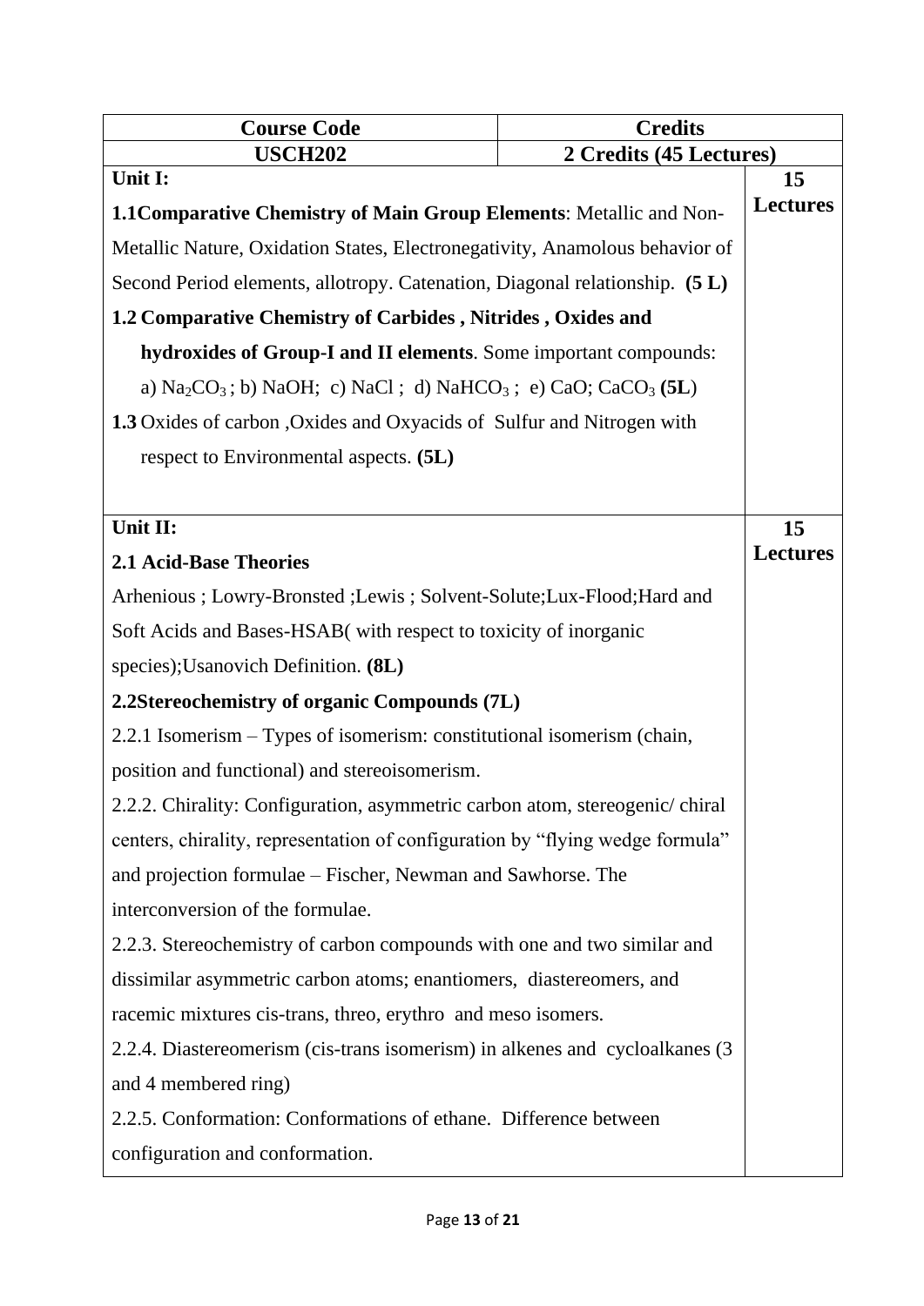| Course Code | Credits | |
|---|---|---|
| **USCH202** | **2 Credits (45 Lectures)** | |
| **Unit I:**<br><br>**1.1Comparative Chemistry of Main Group Elements**: Metallic and Non-Metallic Nature, Oxidation States, Electronegativity, Anamolous behavior of Second Period elements, allotropy. Catenation, Diagonal relationship. **(5 L)**<br><br>**1.2 Comparative Chemistry of Carbides , Nitrides , Oxides and hydroxides of Group-I and II elements**. Some important compounds: a) $Na_2CO_3$ ; b) NaOH; c) NaCl ; d) $NaHCO_3$ ; e) CaO; $CaCO_3$ **(5L)**<br><br>**1.3** Oxides of carbon ,Oxides and Oxyacids of Sulfur and Nitrogen with respect to Environmental aspects. **(5L)** | | **15 Lectures** |
| **Unit II:**<br><br>**2.1 Acid-Base Theories**<br><br>Arhenious ; Lowry-Bronsted ;Lewis ; Solvent-Solute;Lux-Flood;Hard and Soft Acids and Bases-HSAB( with respect to toxicity of inorganic species);Usanovich Definition. **(8L)**<br><br>**2.2Stereochemistry of organic Compounds (7L)**<br><br>2.2.1 Isomerism – Types of isomerism: constitutional isomerism (chain, position and functional) and stereoisomerism.<br><br>2.2.2. Chirality: Configuration, asymmetric carbon atom, stereogenic/ chiral centers, chirality, representation of configuration by "flying wedge formula" and projection formulae – Fischer, Newman and Sawhorse. The interconversion of the formulae.<br><br>2.2.3. Stereochemistry of carbon compounds with one and two similar and dissimilar asymmetric carbon atoms; enantiomers, diastereomers, and racemic mixtures cis-trans, threo, erythro and meso isomers.<br><br>2.2.4. Diastereomerism (cis-trans isomerism) in alkenes and cycloalkanes (3 and 4 membered ring)<br><br>2.2.5. Conformation: Conformations of ethane. Difference between configuration and conformation. | | **15 Lectures** |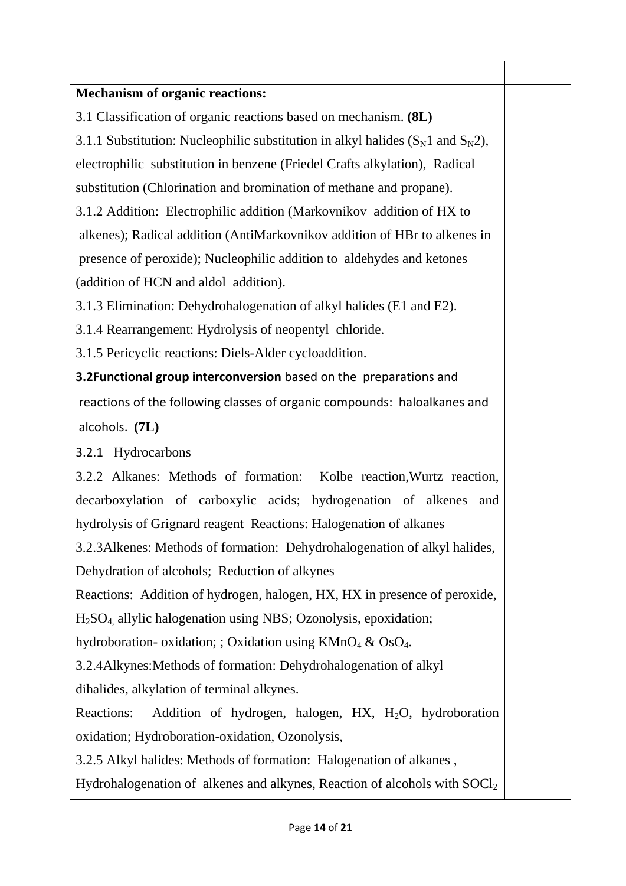| | |
|---|---|
| **Mechanism of organic reactions:**<br>3.1 Classification of organic reactions based on mechanism. **(8L)**<br>3.1.1 Substitution: Nucleophilic substitution in alkyl halides ($S_N1$ and $S_N2$), electrophilic substitution in benzene (Friedel Crafts alkylation), Radical substitution (Chlorination and bromination of methane and propane).<br>3.1.2 Addition: Electrophilic addition (Markovnikov addition of HX to alkenes); Radical addition (AntiMarkovnikov addition of HBr to alkenes in presence of peroxide); Nucleophilic addition to aldehydes and ketones (addition of HCN and aldol addition).<br>3.1.3 Elimination: Dehydrohalogenation of alkyl halides (E1 and E2).<br>3.1.4 Rearrangement: Hydrolysis of neopentyl chloride.<br>3.1.5 Pericyclic reactions: Diels-Alder cycloaddition.<br>**3.2Functional group interconversion** based on the preparations and reactions of the following classes of organic compounds: haloalkanes and alcohols. **(7L)**<br>3.2.1 Hydrocarbons<br>3.2.2 Alkanes: Methods of formation: Kolbe reaction,Wurtz reaction, decarboxylation of carboxylic acids; hydrogenation of alkenes and hydrolysis of Grignard reagent Reactions: Halogenation of alkanes<br>3.2.3Alkenes: Methods of formation: Dehydrohalogenation of alkyl halides, Dehydration of alcohols; Reduction of alkynes<br>Reactions: Addition of hydrogen, halogen, HX, HX in presence of peroxide, $H_2SO_4$, allylic halogenation using NBS; Ozonolysis, epoxidation; hydroboration- oxidation; ; Oxidation using $KMnO_4$ & $OsO_4$.<br>3.2.4Alkynes:Methods of formation: Dehydrohalogenation of alkyl dihalides, alkylation of terminal alkynes.<br>Reactions: Addition of hydrogen, halogen, HX, $H_2O$, hydroboration oxidation; Hydroboration-oxidation, Ozonolysis,<br>3.2.5 Alkyl halides: Methods of formation: Halogenation of alkanes , Hydrohalogenation of alkenes and alkynes, Reaction of alcohols with $SOCl_2$ | |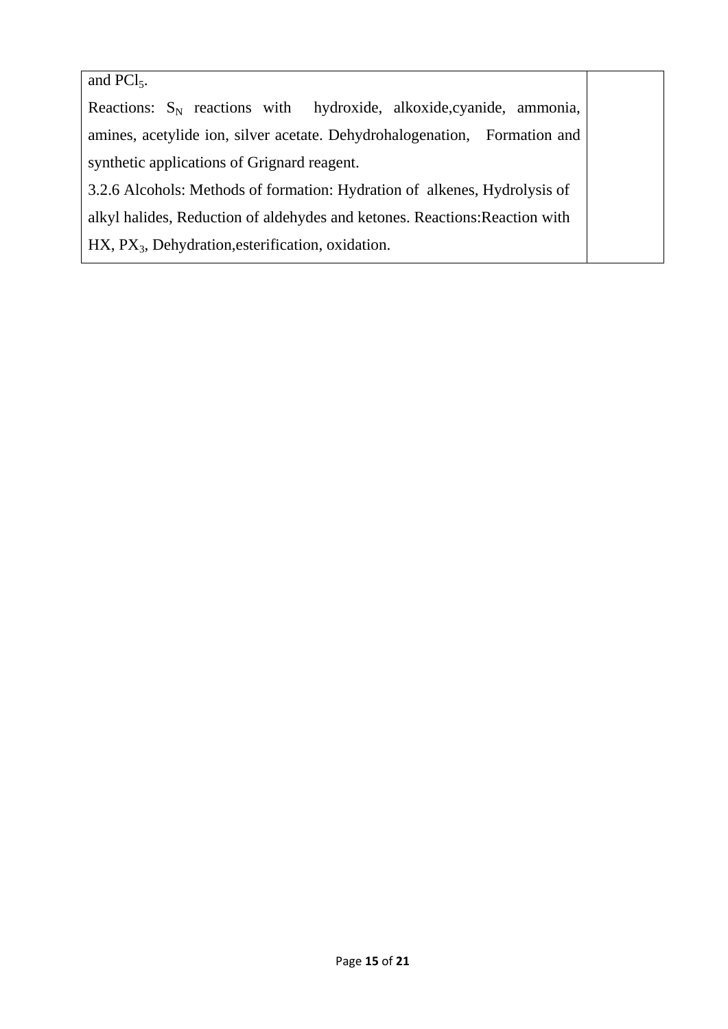| | |
|---|---|
| and $PCl_5$.<br>Reactions: $S_N$ reactions with hydroxide, alkoxide,cyanide, ammonia, amines, acetylide ion, silver acetate. Dehydrohalogenation, Formation and synthetic applications of Grignard reagent.<br>3.2.6 Alcohols: Methods of formation: Hydration of alkenes, Hydrolysis of alkyl halides, Reduction of aldehydes and ketones. Reactions:Reaction with HX, $PX_3$, Dehydration,esterification, oxidation. | |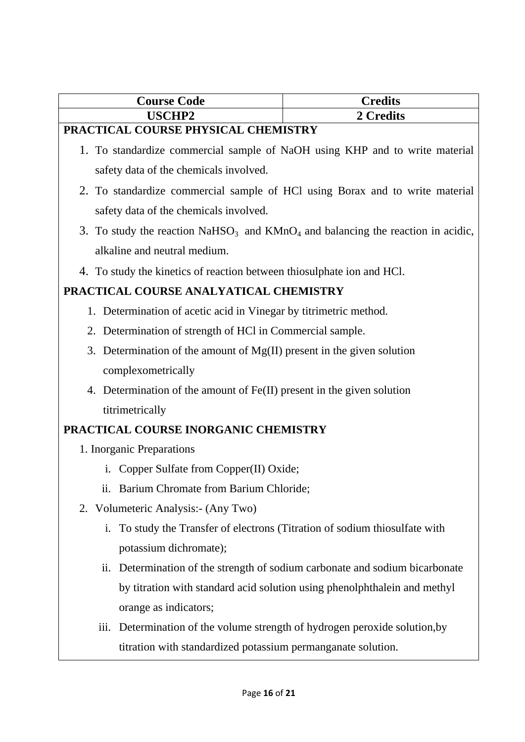| Course Code | Credits |
|---|---|
| **USCHP2** | **2 Credits** |

**PRACTICAL COURSE PHYSICAL CHEMISTRY**

1. To standardize commercial sample of NaOH using KHP and to write material safety data of the chemicals involved.
2. To standardize commercial sample of HCl using Borax and to write material safety data of the chemicals involved.
3. To study the reaction $NaHSO_3$ and $KMnO_4$ and balancing the reaction in acidic, alkaline and neutral medium.
4. To study the kinetics of reaction between thiosulphate ion and HCl.

**PRACTICAL COURSE ANALYATICAL CHEMISTRY**

1. Determination of acetic acid in Vinegar by titrimetric method.
2. Determination of strength of HCl in Commercial sample.
3. Determination of the amount of Mg(II) present in the given solution complexometrically
4. Determination of the amount of Fe(II) present in the given solution titrimetrically

**PRACTICAL COURSE INORGANIC CHEMISTRY**

1. Inorganic Preparations
   - i. Copper Sulfate from Copper(II) Oxide;
   - ii. Barium Chromate from Barium Chloride;
2. Volumeteric Analysis:- (Any Two)
   - i. To study the Transfer of electrons (Titration of sodium thiosulfate with potassium dichromate);
   - ii. Determination of the strength of sodium carbonate and sodium bicarbonate by titration with standard acid solution using phenolphthalein and methyl orange as indicators;
   - iii. Determination of the volume strength of hydrogen peroxide solution,by titration with standardized potassium permanganate solution.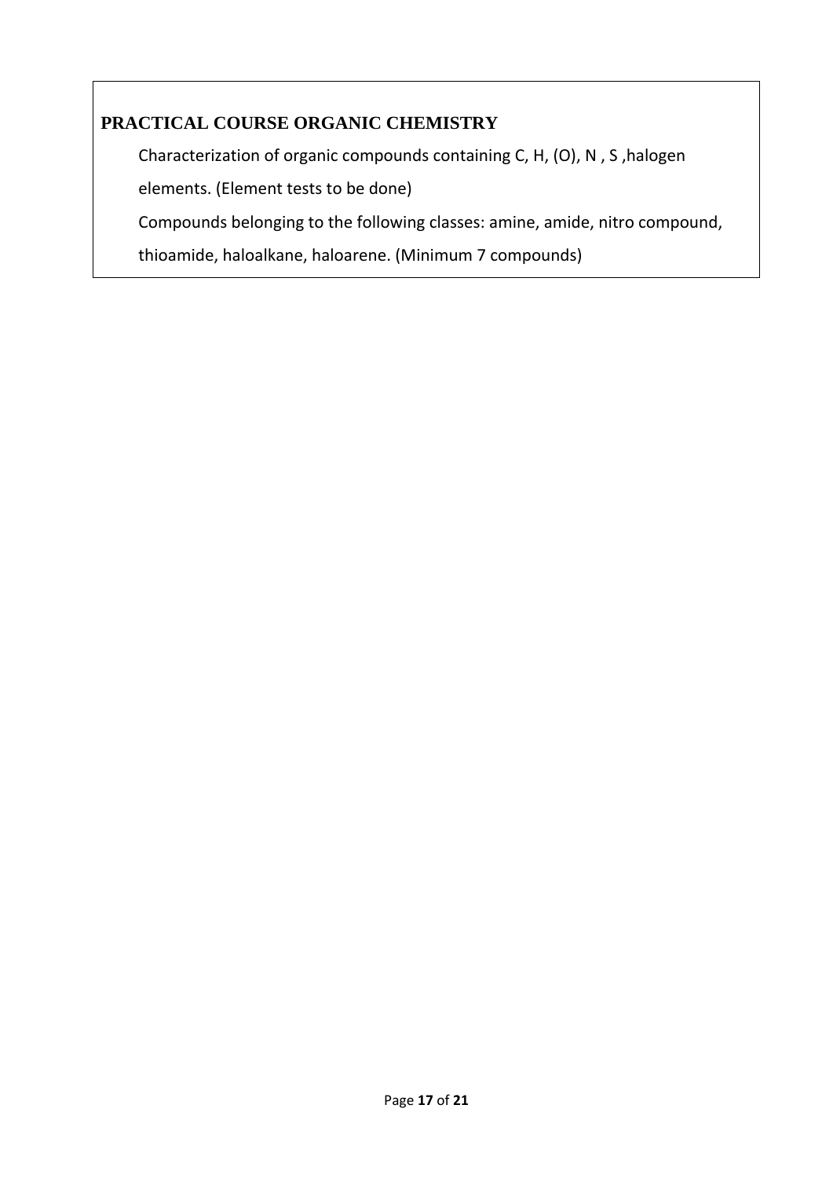**PRACTICAL COURSE ORGANIC CHEMISTRY**

Characterization of organic compounds containing C, H, (O), N , S ,halogen elements. (Element tests to be done)

Compounds belonging to the following classes: amine, amide, nitro compound, thioamide, haloalkane, haloarene. (Minimum 7 compounds)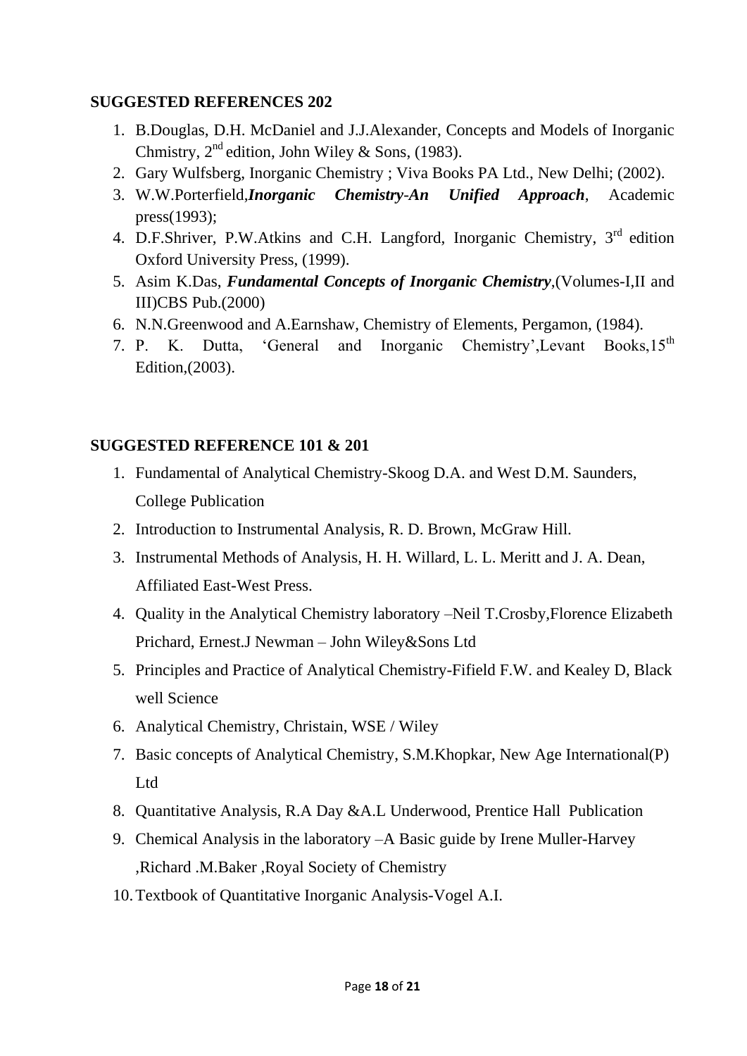**SUGGESTED REFERENCES 202**

1. B.Douglas, D.H. McDaniel and J.J.Alexander, Concepts and Models of Inorganic Chmistry, 2nd edition, John Wiley & Sons, (1983).
2. Gary Wulfsberg, Inorganic Chemistry ; Viva Books PA Ltd., New Delhi; (2002).
3. W.W.Porterfield,***Inorganic Chemistry-An Unified Approach***, Academic press(1993);
4. D.F.Shriver, P.W.Atkins and C.H. Langford, Inorganic Chemistry, 3rd edition Oxford University Press, (1999).
5. Asim K.Das, ***Fundamental Concepts of Inorganic Chemistry***,(Volumes-I,II and III)CBS Pub.(2000)
6. N.N.Greenwood and A.Earnshaw, Chemistry of Elements, Pergamon, (1984).
7. P. K. Dutta, 'General and Inorganic Chemistry',Levant Books,15th Edition,(2003).

**SUGGESTED REFERENCE 101 & 201**

1. Fundamental of Analytical Chemistry-Skoog D.A. and West D.M. Saunders, College Publication
2. Introduction to Instrumental Analysis, R. D. Brown, McGraw Hill.
3. Instrumental Methods of Analysis, H. H. Willard, L. L. Meritt and J. A. Dean, Affiliated East-West Press.
4. Quality in the Analytical Chemistry laboratory –Neil T.Crosby,Florence Elizabeth Prichard, Ernest.J Newman – John Wiley&Sons Ltd
5. Principles and Practice of Analytical Chemistry-Fifield F.W. and Kealey D, Black well Science
6. Analytical Chemistry, Christain, WSE / Wiley
7. Basic concepts of Analytical Chemistry, S.M.Khopkar, New Age International(P) Ltd
8. Quantitative Analysis, R.A Day &A.L Underwood, Prentice Hall Publication
9. Chemical Analysis in the laboratory –A Basic guide by Irene Muller-Harvey ,Richard .M.Baker ,Royal Society of Chemistry
10. Textbook of Quantitative Inorganic Analysis-Vogel A.I.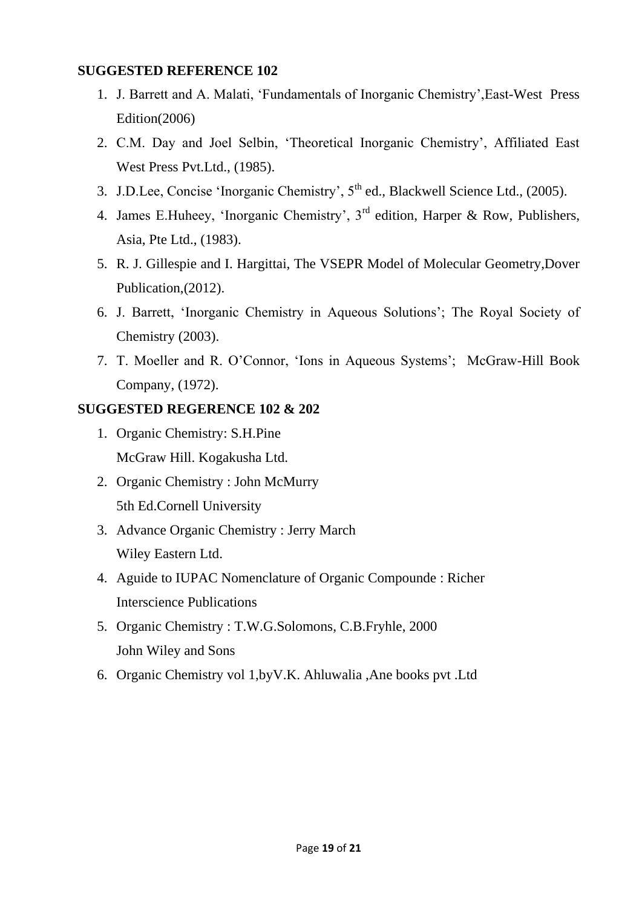**SUGGESTED REFERENCE 102**

1. J. Barrett and A. Malati, 'Fundamentals of Inorganic Chemistry',East-West Press Edition(2006)
2. C.M. Day and Joel Selbin, 'Theoretical Inorganic Chemistry', Affiliated East West Press Pvt.Ltd., (1985).
3. J.D.Lee, Concise 'Inorganic Chemistry', 5th ed., Blackwell Science Ltd., (2005).
4. James E.Huheey, 'Inorganic Chemistry', 3rd edition, Harper & Row, Publishers, Asia, Pte Ltd., (1983).
5. R. J. Gillespie and I. Hargittai, The VSEPR Model of Molecular Geometry,Dover Publication,(2012).
6. J. Barrett, 'Inorganic Chemistry in Aqueous Solutions'; The Royal Society of Chemistry (2003).
7. T. Moeller and R. O'Connor, 'Ions in Aqueous Systems'; McGraw-Hill Book Company, (1972).

**SUGGESTED REGERENCE 102 & 202**

1. Organic Chemistry: S.H.Pine
   McGraw Hill. Kogakusha Ltd.
2. Organic Chemistry : John McMurry
   5th Ed.Cornell University
3. Advance Organic Chemistry : Jerry March
   Wiley Eastern Ltd.
4. Aguide to IUPAC Nomenclature of Organic Compounde : Richer
   Interscience Publications
5. Organic Chemistry : T.W.G.Solomons, C.B.Fryhle, 2000
   John Wiley and Sons
6. Organic Chemistry vol 1,byV.K. Ahluwalia ,Ane books pvt .Ltd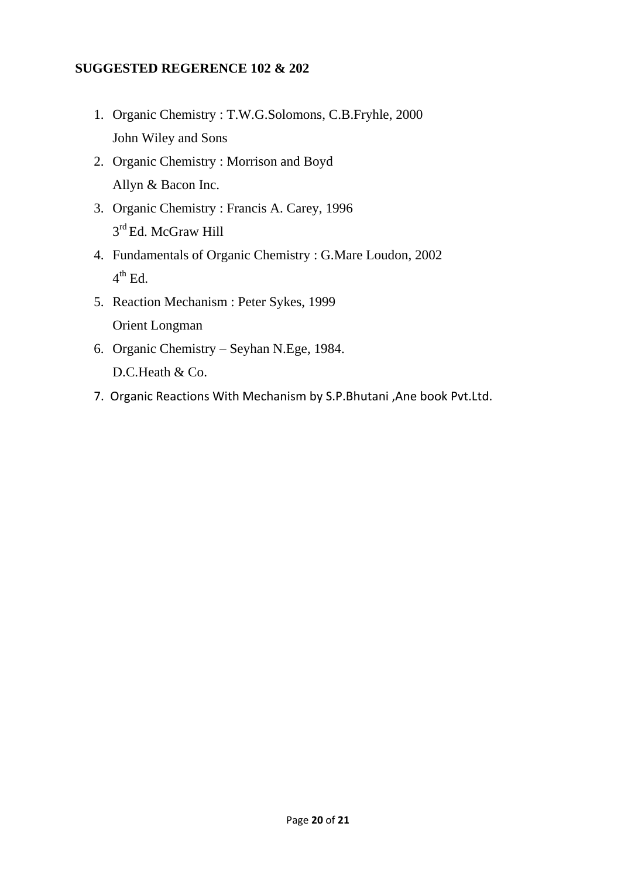**SUGGESTED REGERENCE 102 & 202**

1. Organic Chemistry : T.W.G.Solomons, C.B.Fryhle, 2000
   John Wiley and Sons
2. Organic Chemistry : Morrison and Boyd
   Allyn & Bacon Inc.
3. Organic Chemistry : Francis A. Carey, 1996
   3rd Ed. McGraw Hill
4. Fundamentals of Organic Chemistry : G.Mare Loudon, 2002
   4th Ed.
5. Reaction Mechanism : Peter Sykes, 1999
   Orient Longman
6. Organic Chemistry – Seyhan N.Ege, 1984.
   D.C.Heath & Co.
7. Organic Reactions With Mechanism by S.P.Bhutani ,Ane book Pvt.Ltd.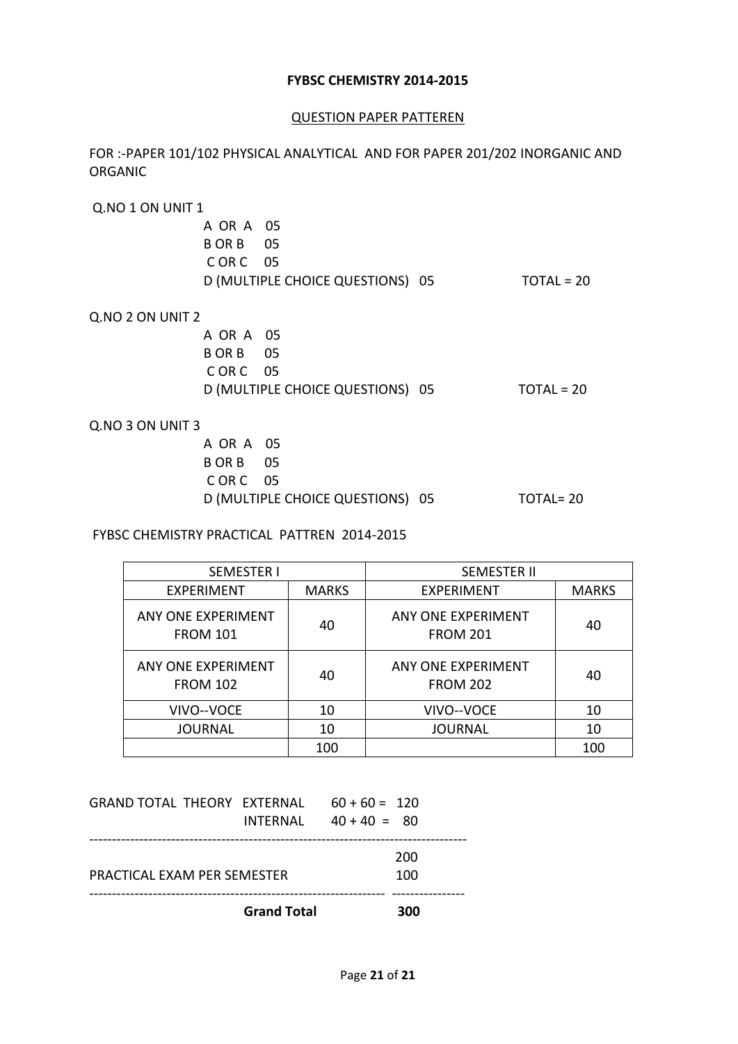**FYBSC CHEMISTRY 2014-2015**

QUESTION PAPER PATTEREN

FOR :-PAPER 101/102 PHYSICAL ANALYTICAL AND FOR PAPER 201/202 INORGANIC AND ORGANIC

Q.NO 1 ON UNIT 1

A OR A 05
B OR B 05
C OR C 05
D (MULTIPLE CHOICE QUESTIONS) 05 TOTAL = 20

Q.NO 2 ON UNIT 2

A OR A 05
B OR B 05
C OR C 05
D (MULTIPLE CHOICE QUESTIONS) 05 TOTAL = 20

Q.NO 3 ON UNIT 3

A OR A 05
B OR B 05
C OR C 05
D (MULTIPLE CHOICE QUESTIONS) 05 TOTAL= 20

FYBSC CHEMISTRY PRACTICAL PATTREN 2014-2015

| SEMESTER I | | SEMESTER II | |
|---|---|---|---|
| EXPERIMENT | MARKS | EXPERIMENT | MARKS |
| ANY ONE EXPERIMENT FROM 101 | 40 | ANY ONE EXPERIMENT FROM 201 | 40 |
| ANY ONE EXPERIMENT FROM 102 | 40 | ANY ONE EXPERIMENT FROM 202 | 40 |
| VIVO--VOCE | 10 | VIVO--VOCE | 10 |
| JOURNAL | 10 | JOURNAL | 10 |
| | 100 | | 100 |

GRAND TOTAL THEORY EXTERNAL 60 + 60 = 120
INTERNAL 40 + 40 = 80

---

200
PRACTICAL EXAM PER SEMESTER 100

---

**Grand Total** **300**